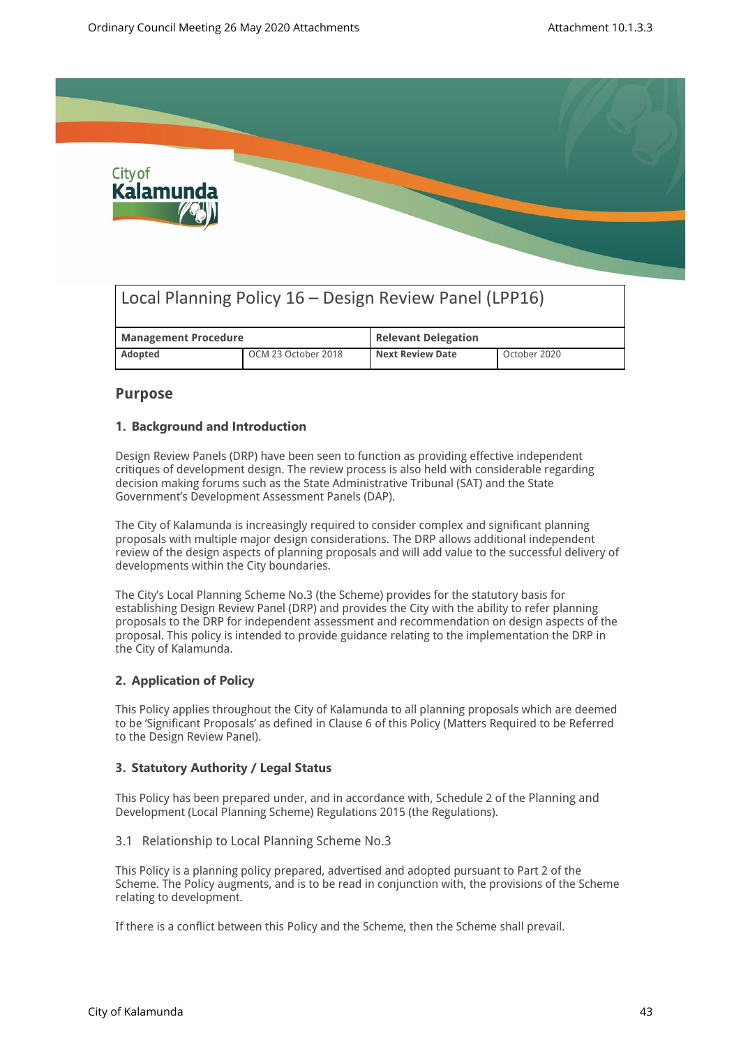# Local Planning Policy 16 – Design Review Panel (LPP16)

| Management Procedure | | Relevant Delegation | |
|---|---|---|---|
| **Adopted** | OCM 23 October 2018 | **Next Review Date** | October 2020 |

## Purpose

### 1. Background and Introduction

Design Review Panels (DRP) have been seen to function as providing effective independent critiques of development design. The review process is also held with considerable regarding decision making forums such as the State Administrative Tribunal (SAT) and the State Government's Development Assessment Panels (DAP).

The City of Kalamunda is increasingly required to consider complex and significant planning proposals with multiple major design considerations. The DRP allows additional independent review of the design aspects of planning proposals and will add value to the successful delivery of developments within the City boundaries.

The City's Local Planning Scheme No.3 (the Scheme) provides for the statutory basis for establishing Design Review Panel (DRP) and provides the City with the ability to refer planning proposals to the DRP for independent assessment and recommendation on design aspects of the proposal. This policy is intended to provide guidance relating to the implementation the DRP in the City of Kalamunda.

### 2. Application of Policy

This Policy applies throughout the City of Kalamunda to all planning proposals which are deemed to be 'Significant Proposals' as defined in Clause 6 of this Policy (Matters Required to be Referred to the Design Review Panel).

### 3. Statutory Authority / Legal Status

This Policy has been prepared under, and in accordance with, Schedule 2 of the Planning and Development (Local Planning Scheme) Regulations 2015 (the Regulations).

#### 3.1 Relationship to Local Planning Scheme No.3

This Policy is a planning policy prepared, advertised and adopted pursuant to Part 2 of the Scheme. The Policy augments, and is to be read in conjunction with, the provisions of the Scheme relating to development.

If there is a conflict between this Policy and the Scheme, then the Scheme shall prevail.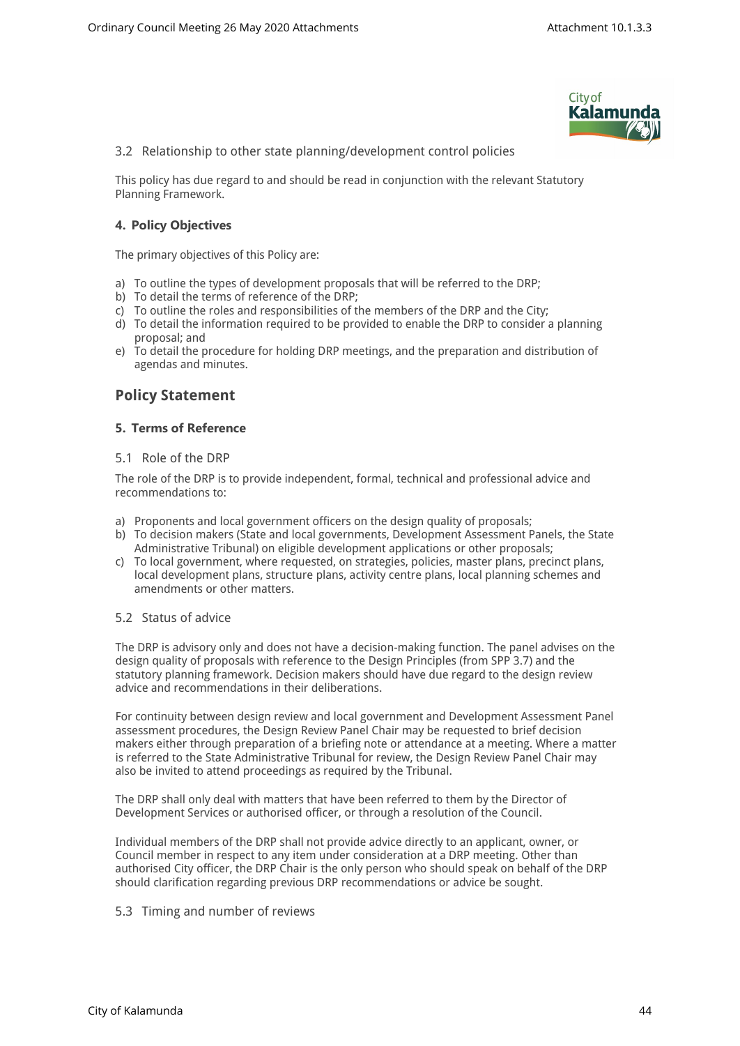### 3.2 Relationship to other state planning/development control policies

This policy has due regard to and should be read in conjunction with the relevant Statutory Planning Framework.

### 4. Policy Objectives

The primary objectives of this Policy are:

a) To outline the types of development proposals that will be referred to the DRP;
b) To detail the terms of reference of the DRP;
c) To outline the roles and responsibilities of the members of the DRP and the City;
d) To detail the information required to be provided to enable the DRP to consider a planning proposal; and
e) To detail the procedure for holding DRP meetings, and the preparation and distribution of agendas and minutes.

## Policy Statement

### 5. Terms of Reference

#### 5.1 Role of the DRP

The role of the DRP is to provide independent, formal, technical and professional advice and recommendations to:

a) Proponents and local government officers on the design quality of proposals;
b) To decision makers (State and local governments, Development Assessment Panels, the State Administrative Tribunal) on eligible development applications or other proposals;
c) To local government, where requested, on strategies, policies, master plans, precinct plans, local development plans, structure plans, activity centre plans, local planning schemes and amendments or other matters.

#### 5.2 Status of advice

The DRP is advisory only and does not have a decision-making function. The panel advises on the design quality of proposals with reference to the Design Principles (from SPP 3.7) and the statutory planning framework. Decision makers should have due regard to the design review advice and recommendations in their deliberations.

For continuity between design review and local government and Development Assessment Panel assessment procedures, the Design Review Panel Chair may be requested to brief decision makers either through preparation of a briefing note or attendance at a meeting. Where a matter is referred to the State Administrative Tribunal for review, the Design Review Panel Chair may also be invited to attend proceedings as required by the Tribunal.

The DRP shall only deal with matters that have been referred to them by the Director of Development Services or authorised officer, or through a resolution of the Council.

Individual members of the DRP shall not provide advice directly to an applicant, owner, or Council member in respect to any item under consideration at a DRP meeting. Other than authorised City officer, the DRP Chair is the only person who should speak on behalf of the DRP should clarification regarding previous DRP recommendations or advice be sought.

#### 5.3 Timing and number of reviews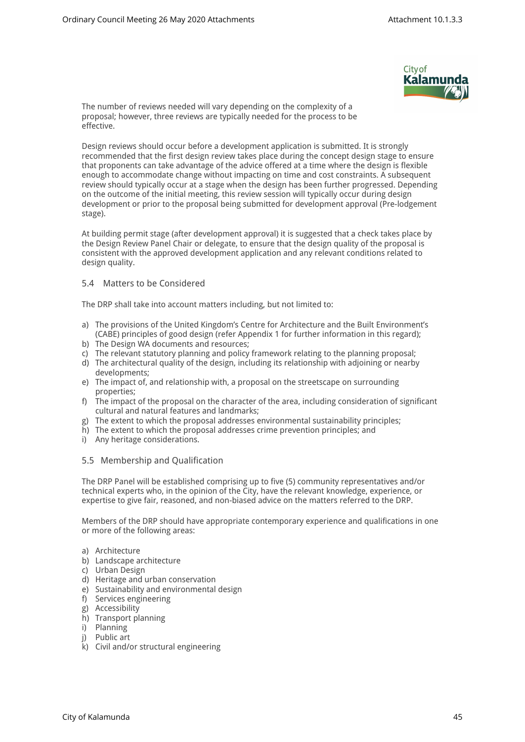The number of reviews needed will vary depending on the complexity of a proposal; however, three reviews are typically needed for the process to be effective.

Design reviews should occur before a development application is submitted. It is strongly recommended that the first design review takes place during the concept design stage to ensure that proponents can take advantage of the advice offered at a time where the design is flexible enough to accommodate change without impacting on time and cost constraints. A subsequent review should typically occur at a stage when the design has been further progressed. Depending on the outcome of the initial meeting, this review session will typically occur during design development or prior to the proposal being submitted for development approval (Pre-lodgement stage).

At building permit stage (after development approval) it is suggested that a check takes place by the Design Review Panel Chair or delegate, to ensure that the design quality of the proposal is consistent with the approved development application and any relevant conditions related to design quality.

### 5.4 Matters to be Considered

The DRP shall take into account matters including, but not limited to:

a) The provisions of the United Kingdom's Centre for Architecture and the Built Environment's (CABE) principles of good design (refer Appendix 1 for further information in this regard);
b) The Design WA documents and resources;
c) The relevant statutory planning and policy framework relating to the planning proposal;
d) The architectural quality of the design, including its relationship with adjoining or nearby developments;
e) The impact of, and relationship with, a proposal on the streetscape on surrounding properties;
f) The impact of the proposal on the character of the area, including consideration of significant cultural and natural features and landmarks;
g) The extent to which the proposal addresses environmental sustainability principles;
h) The extent to which the proposal addresses crime prevention principles; and
i) Any heritage considerations.

### 5.5 Membership and Qualification

The DRP Panel will be established comprising up to five (5) community representatives and/or technical experts who, in the opinion of the City, have the relevant knowledge, experience, or expertise to give fair, reasoned, and non-biased advice on the matters referred to the DRP.

Members of the DRP should have appropriate contemporary experience and qualifications in one or more of the following areas:

a) Architecture
b) Landscape architecture
c) Urban Design
d) Heritage and urban conservation
e) Sustainability and environmental design
f) Services engineering
g) Accessibility
h) Transport planning
i) Planning
j) Public art
k) Civil and/or structural engineering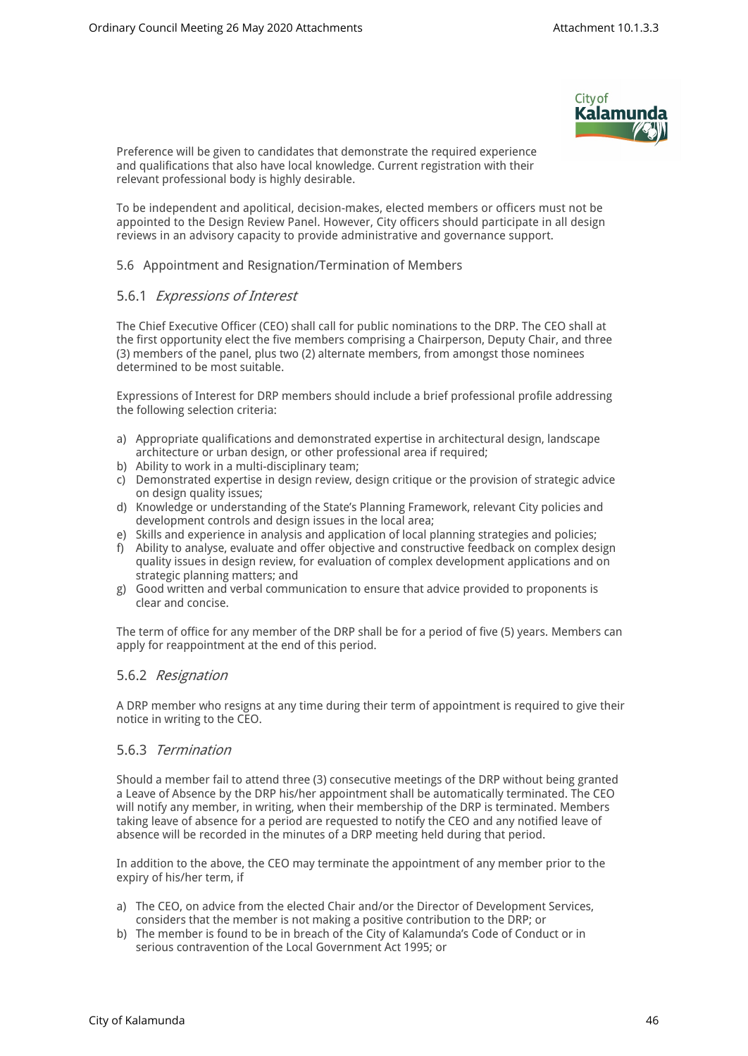Preference will be given to candidates that demonstrate the required experience and qualifications that also have local knowledge. Current registration with their relevant professional body is highly desirable.

To be independent and apolitical, decision-makes, elected members or officers must not be appointed to the Design Review Panel. However, City officers should participate in all design reviews in an advisory capacity to provide administrative and governance support.

## 5.6 Appointment and Resignation/Termination of Members

### 5.6.1 *Expressions of Interest*

The Chief Executive Officer (CEO) shall call for public nominations to the DRP. The CEO shall at the first opportunity elect the five members comprising a Chairperson, Deputy Chair, and three (3) members of the panel, plus two (2) alternate members, from amongst those nominees determined to be most suitable.

Expressions of Interest for DRP members should include a brief professional profile addressing the following selection criteria:

a) Appropriate qualifications and demonstrated expertise in architectural design, landscape architecture or urban design, or other professional area if required;
b) Ability to work in a multi-disciplinary team;
c) Demonstrated expertise in design review, design critique or the provision of strategic advice on design quality issues;
d) Knowledge or understanding of the State's Planning Framework, relevant City policies and development controls and design issues in the local area;
e) Skills and experience in analysis and application of local planning strategies and policies;
f) Ability to analyse, evaluate and offer objective and constructive feedback on complex design quality issues in design review, for evaluation of complex development applications and on strategic planning matters; and
g) Good written and verbal communication to ensure that advice provided to proponents is clear and concise.

The term of office for any member of the DRP shall be for a period of five (5) years. Members can apply for reappointment at the end of this period.

### 5.6.2 *Resignation*

A DRP member who resigns at any time during their term of appointment is required to give their notice in writing to the CEO.

### 5.6.3 *Termination*

Should a member fail to attend three (3) consecutive meetings of the DRP without being granted a Leave of Absence by the DRP his/her appointment shall be automatically terminated. The CEO will notify any member, in writing, when their membership of the DRP is terminated. Members taking leave of absence for a period are requested to notify the CEO and any notified leave of absence will be recorded in the minutes of a DRP meeting held during that period.

In addition to the above, the CEO may terminate the appointment of any member prior to the expiry of his/her term, if

a) The CEO, on advice from the elected Chair and/or the Director of Development Services, considers that the member is not making a positive contribution to the DRP; or
b) The member is found to be in breach of the City of Kalamunda's Code of Conduct or in serious contravention of the Local Government Act 1995; or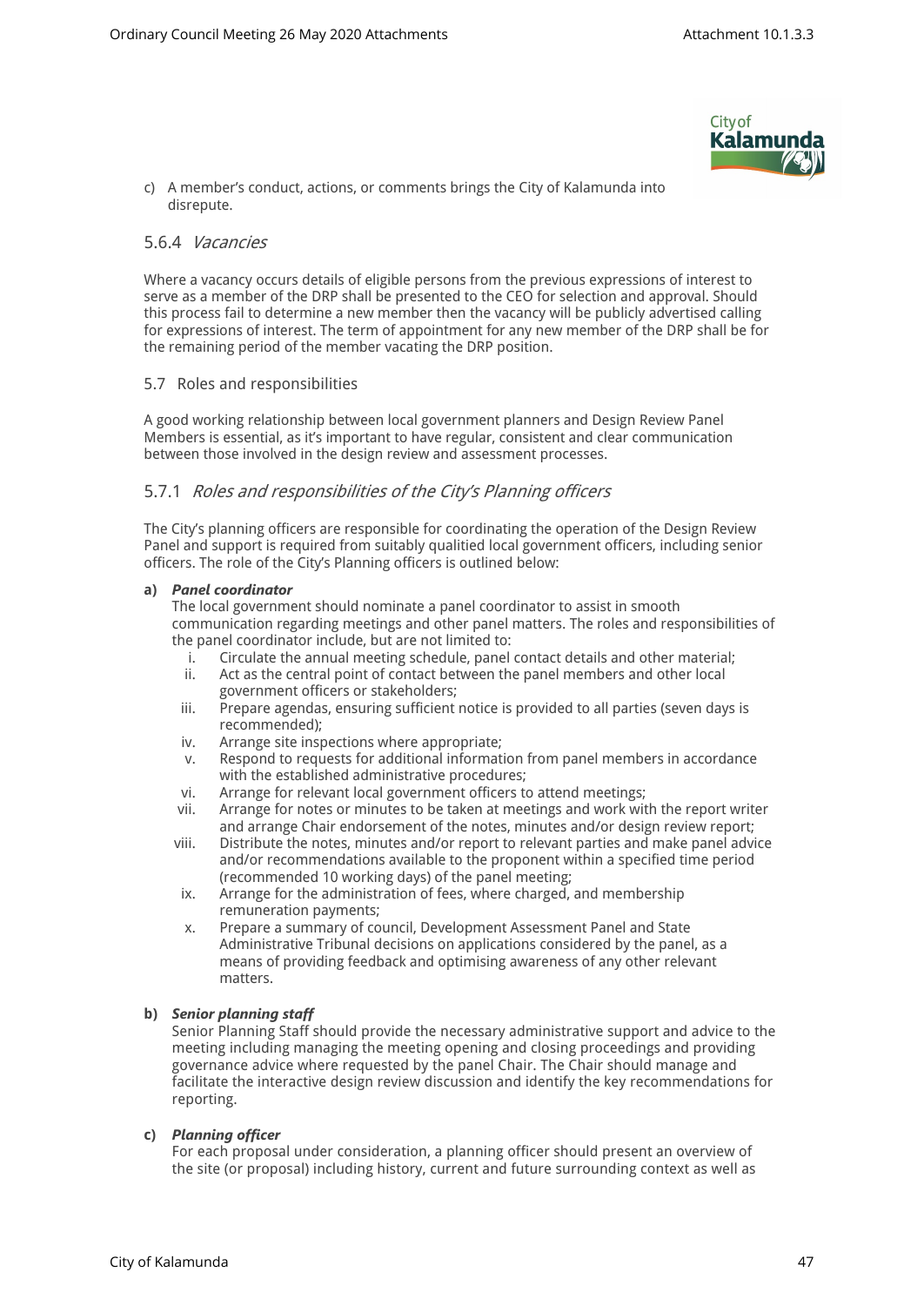c) A member's conduct, actions, or comments brings the City of Kalamunda into disrepute.

### 5.6.4 *Vacancies*

Where a vacancy occurs details of eligible persons from the previous expressions of interest to serve as a member of the DRP shall be presented to the CEO for selection and approval. Should this process fail to determine a new member then the vacancy will be publicly advertised calling for expressions of interest. The term of appointment for any new member of the DRP shall be for the remaining period of the member vacating the DRP position.

## 5.7 Roles and responsibilities

A good working relationship between local government planners and Design Review Panel Members is essential, as it's important to have regular, consistent and clear communication between those involved in the design review and assessment processes.

### 5.7.1 *Roles and responsibilities of the City's Planning officers*

The City's planning officers are responsible for coordinating the operation of the Design Review Panel and support is required from suitably qualitied local government officers, including senior officers. The role of the City's Planning officers is outlined below:

**a)** ***Panel coordinator***
The local government should nominate a panel coordinator to assist in smooth communication regarding meetings and other panel matters. The roles and responsibilities of the panel coordinator include, but are not limited to:

i. Circulate the annual meeting schedule, panel contact details and other material;
ii. Act as the central point of contact between the panel members and other local government officers or stakeholders;
iii. Prepare agendas, ensuring sufficient notice is provided to all parties (seven days is recommended);
iv. Arrange site inspections where appropriate;
v. Respond to requests for additional information from panel members in accordance with the established administrative procedures;
vi. Arrange for relevant local government officers to attend meetings;
vii. Arrange for notes or minutes to be taken at meetings and work with the report writer and arrange Chair endorsement of the notes, minutes and/or design review report;
viii. Distribute the notes, minutes and/or report to relevant parties and make panel advice and/or recommendations available to the proponent within a specified time period (recommended 10 working days) of the panel meeting;
ix. Arrange for the administration of fees, where charged, and membership remuneration payments;
x. Prepare a summary of council, Development Assessment Panel and State Administrative Tribunal decisions on applications considered by the panel, as a means of providing feedback and optimising awareness of any other relevant matters.

**b)** ***Senior planning staff***
Senior Planning Staff should provide the necessary administrative support and advice to the meeting including managing the meeting opening and closing proceedings and providing governance advice where requested by the panel Chair. The Chair should manage and facilitate the interactive design review discussion and identify the key recommendations for reporting.

**c)** ***Planning officer***
For each proposal under consideration, a planning officer should present an overview of the site (or proposal) including history, current and future surrounding context as well as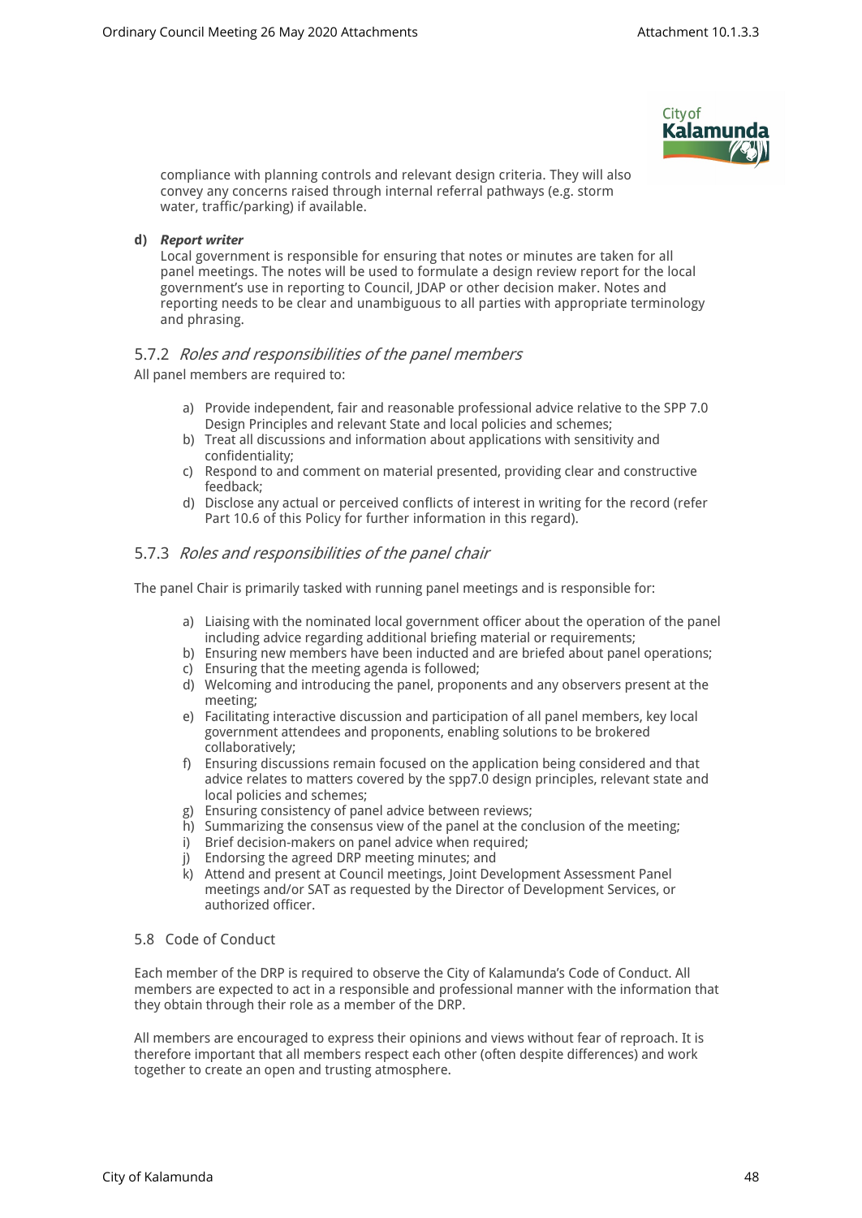compliance with planning controls and relevant design criteria. They will also convey any concerns raised through internal referral pathways (e.g. storm water, traffic/parking) if available.

**d)** ***Report writer***

Local government is responsible for ensuring that notes or minutes are taken for all panel meetings. The notes will be used to formulate a design review report for the local government's use in reporting to Council, JDAP or other decision maker. Notes and reporting needs to be clear and unambiguous to all parties with appropriate terminology and phrasing.

### 5.7.2 *Roles and responsibilities of the panel members*

All panel members are required to:

a) Provide independent, fair and reasonable professional advice relative to the SPP 7.0 Design Principles and relevant State and local policies and schemes;
b) Treat all discussions and information about applications with sensitivity and confidentiality;
c) Respond to and comment on material presented, providing clear and constructive feedback;
d) Disclose any actual or perceived conflicts of interest in writing for the record (refer Part 10.6 of this Policy for further information in this regard).

### 5.7.3 *Roles and responsibilities of the panel chair*

The panel Chair is primarily tasked with running panel meetings and is responsible for:

a) Liaising with the nominated local government officer about the operation of the panel including advice regarding additional briefing material or requirements;
b) Ensuring new members have been inducted and are briefed about panel operations;
c) Ensuring that the meeting agenda is followed;
d) Welcoming and introducing the panel, proponents and any observers present at the meeting;
e) Facilitating interactive discussion and participation of all panel members, key local government attendees and proponents, enabling solutions to be brokered collaboratively;
f) Ensuring discussions remain focused on the application being considered and that advice relates to matters covered by the spp7.0 design principles, relevant state and local policies and schemes;
g) Ensuring consistency of panel advice between reviews;
h) Summarizing the consensus view of the panel at the conclusion of the meeting;
i) Brief decision-makers on panel advice when required;
j) Endorsing the agreed DRP meeting minutes; and
k) Attend and present at Council meetings, Joint Development Assessment Panel meetings and/or SAT as requested by the Director of Development Services, or authorized officer.

## 5.8 Code of Conduct

Each member of the DRP is required to observe the City of Kalamunda's Code of Conduct. All members are expected to act in a responsible and professional manner with the information that they obtain through their role as a member of the DRP.

All members are encouraged to express their opinions and views without fear of reproach. It is therefore important that all members respect each other (often despite differences) and work together to create an open and trusting atmosphere.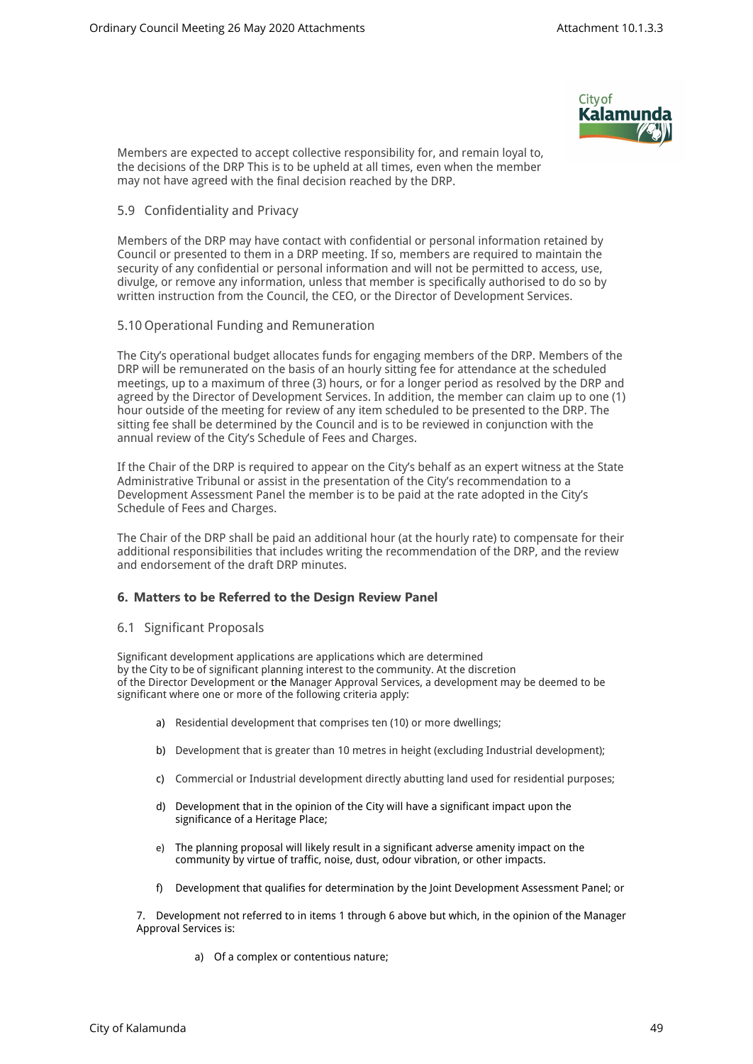Members are expected to accept collective responsibility for, and remain loyal to, the decisions of the DRP This is to be upheld at all times, even when the member may not have agreed with the final decision reached by the DRP.

### 5.9 Confidentiality and Privacy

Members of the DRP may have contact with confidential or personal information retained by Council or presented to them in a DRP meeting. If so, members are required to maintain the security of any confidential or personal information and will not be permitted to access, use, divulge, or remove any information, unless that member is specifically authorised to do so by written instruction from the Council, the CEO, or the Director of Development Services.

### 5.10 Operational Funding and Remuneration

The City's operational budget allocates funds for engaging members of the DRP. Members of the DRP will be remunerated on the basis of an hourly sitting fee for attendance at the scheduled meetings, up to a maximum of three (3) hours, or for a longer period as resolved by the DRP and agreed by the Director of Development Services. In addition, the member can claim up to one (1) hour outside of the meeting for review of any item scheduled to be presented to the DRP. The sitting fee shall be determined by the Council and is to be reviewed in conjunction with the annual review of the City's Schedule of Fees and Charges.

If the Chair of the DRP is required to appear on the City's behalf as an expert witness at the State Administrative Tribunal or assist in the presentation of the City's recommendation to a Development Assessment Panel the member is to be paid at the rate adopted in the City's Schedule of Fees and Charges.

The Chair of the DRP shall be paid an additional hour (at the hourly rate) to compensate for their additional responsibilities that includes writing the recommendation of the DRP, and the review and endorsement of the draft DRP minutes.

## 6. Matters to be Referred to the Design Review Panel

### 6.1 Significant Proposals

Significant development applications are applications which are determined by the City to be of significant planning interest to the community. At the discretion of the Director Development or the Manager Approval Services, a development may be deemed to be significant where one or more of the following criteria apply:

a) Residential development that comprises ten (10) or more dwellings;

b) Development that is greater than 10 metres in height (excluding Industrial development);

c) Commercial or Industrial development directly abutting land used for residential purposes;

d) Development that in the opinion of the City will have a significant impact upon the significance of a Heritage Place;

e) The planning proposal will likely result in a significant adverse amenity impact on the community by virtue of traffic, noise, dust, odour vibration, or other impacts.

f) Development that qualifies for determination by the Joint Development Assessment Panel; or

7. Development not referred to in items 1 through 6 above but which, in the opinion of the Manager Approval Services is:

   a) Of a complex or contentious nature;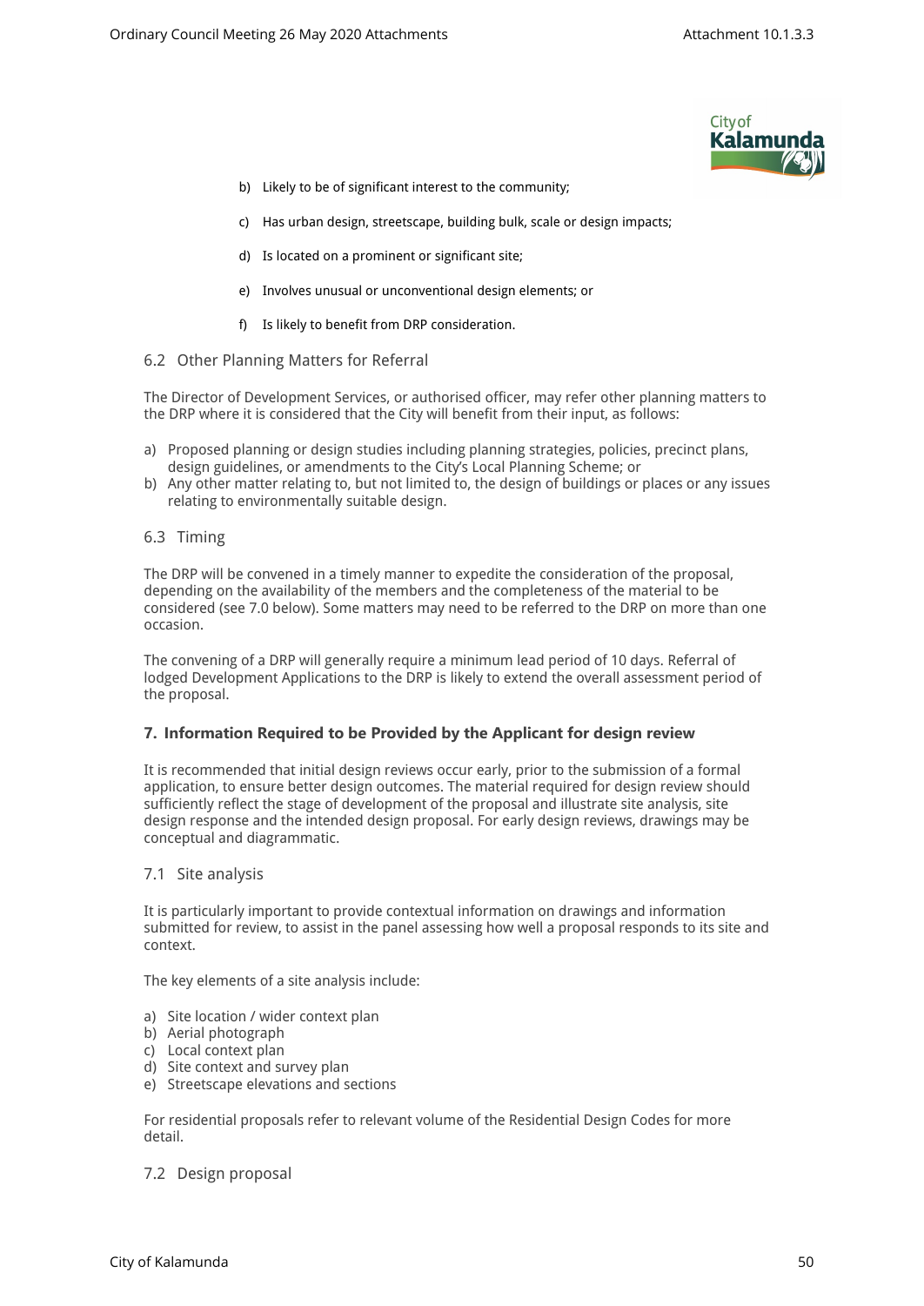b) Likely to be of significant interest to the community;

c) Has urban design, streetscape, building bulk, scale or design impacts;

d) Is located on a prominent or significant site;

e) Involves unusual or unconventional design elements; or

f) Is likely to benefit from DRP consideration.

### 6.2 Other Planning Matters for Referral

The Director of Development Services, or authorised officer, may refer other planning matters to the DRP where it is considered that the City will benefit from their input, as follows:

a) Proposed planning or design studies including planning strategies, policies, precinct plans, design guidelines, or amendments to the City's Local Planning Scheme; or
b) Any other matter relating to, but not limited to, the design of buildings or places or any issues relating to environmentally suitable design.

### 6.3 Timing

The DRP will be convened in a timely manner to expedite the consideration of the proposal, depending on the availability of the members and the completeness of the material to be considered (see 7.0 below). Some matters may need to be referred to the DRP on more than one occasion.

The convening of a DRP will generally require a minimum lead period of 10 days. Referral of lodged Development Applications to the DRP is likely to extend the overall assessment period of the proposal.

## 7. Information Required to be Provided by the Applicant for design review

It is recommended that initial design reviews occur early, prior to the submission of a formal application, to ensure better design outcomes. The material required for design review should sufficiently reflect the stage of development of the proposal and illustrate site analysis, site design response and the intended design proposal. For early design reviews, drawings may be conceptual and diagrammatic.

### 7.1 Site analysis

It is particularly important to provide contextual information on drawings and information submitted for review, to assist in the panel assessing how well a proposal responds to its site and context.

The key elements of a site analysis include:

a) Site location / wider context plan
b) Aerial photograph
c) Local context plan
d) Site context and survey plan
e) Streetscape elevations and sections

For residential proposals refer to relevant volume of the Residential Design Codes for more detail.

### 7.2 Design proposal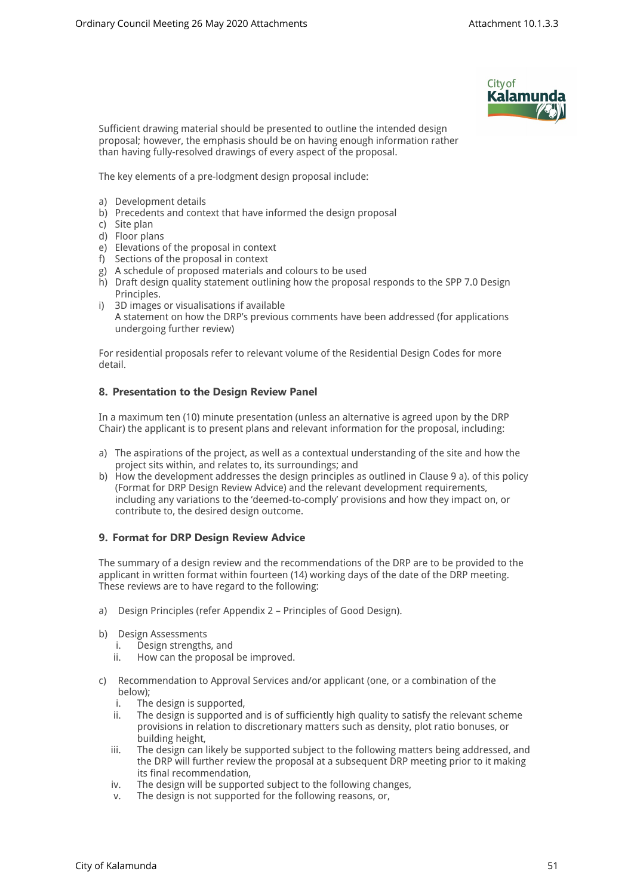Sufficient drawing material should be presented to outline the intended design proposal; however, the emphasis should be on having enough information rather than having fully-resolved drawings of every aspect of the proposal.

The key elements of a pre-lodgment design proposal include:

a) Development details
b) Precedents and context that have informed the design proposal
c) Site plan
d) Floor plans
e) Elevations of the proposal in context
f) Sections of the proposal in context
g) A schedule of proposed materials and colours to be used
h) Draft design quality statement outlining how the proposal responds to the SPP 7.0 Design Principles.
i) 3D images or visualisations if available
   A statement on how the DRP's previous comments have been addressed (for applications undergoing further review)

For residential proposals refer to relevant volume of the Residential Design Codes for more detail.

## 8. Presentation to the Design Review Panel

In a maximum ten (10) minute presentation (unless an alternative is agreed upon by the DRP Chair) the applicant is to present plans and relevant information for the proposal, including:

a) The aspirations of the project, as well as a contextual understanding of the site and how the project sits within, and relates to, its surroundings; and
b) How the development addresses the design principles as outlined in Clause 9 a). of this policy (Format for DRP Design Review Advice) and the relevant development requirements, including any variations to the 'deemed-to-comply' provisions and how they impact on, or contribute to, the desired design outcome.

## 9. Format for DRP Design Review Advice

The summary of a design review and the recommendations of the DRP are to be provided to the applicant in written format within fourteen (14) working days of the date of the DRP meeting. These reviews are to have regard to the following:

a) Design Principles (refer Appendix 2 – Principles of Good Design).

b) Design Assessments
   i. Design strengths, and
   ii. How can the proposal be improved.

c) Recommendation to Approval Services and/or applicant (one, or a combination of the below);
   i. The design is supported,
   ii. The design is supported and is of sufficiently high quality to satisfy the relevant scheme provisions in relation to discretionary matters such as density, plot ratio bonuses, or building height,
   iii. The design can likely be supported subject to the following matters being addressed, and the DRP will further review the proposal at a subsequent DRP meeting prior to it making its final recommendation,
   iv. The design will be supported subject to the following changes,
   v. The design is not supported for the following reasons, or,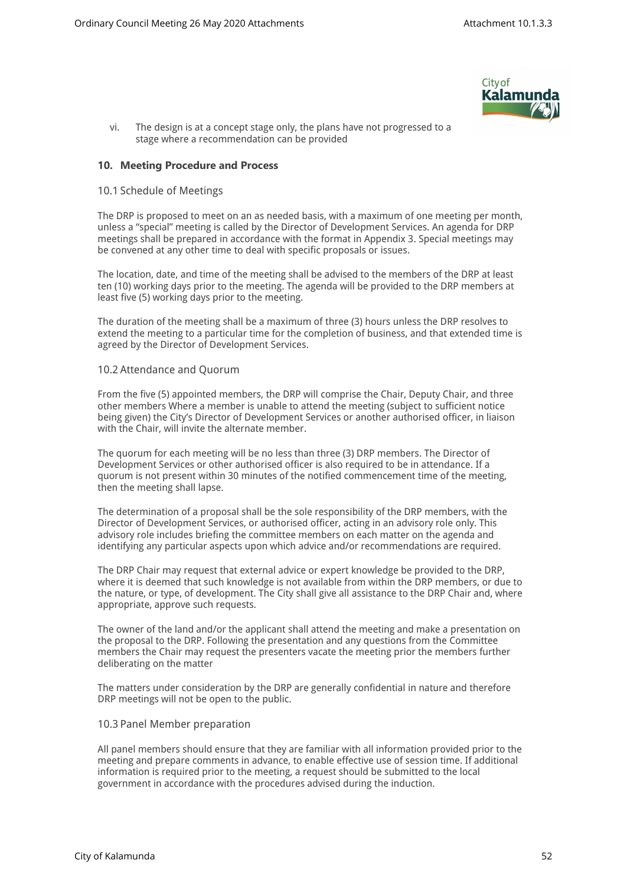vi. The design is at a concept stage only, the plans have not progressed to a stage where a recommendation can be provided

## 10. Meeting Procedure and Process

### 10.1 Schedule of Meetings

The DRP is proposed to meet on an as needed basis, with a maximum of one meeting per month, unless a "special" meeting is called by the Director of Development Services. An agenda for DRP meetings shall be prepared in accordance with the format in Appendix 3. Special meetings may be convened at any other time to deal with specific proposals or issues.

The location, date, and time of the meeting shall be advised to the members of the DRP at least ten (10) working days prior to the meeting. The agenda will be provided to the DRP members at least five (5) working days prior to the meeting.

The duration of the meeting shall be a maximum of three (3) hours unless the DRP resolves to extend the meeting to a particular time for the completion of business, and that extended time is agreed by the Director of Development Services.

### 10.2 Attendance and Quorum

From the five (5) appointed members, the DRP will comprise the Chair, Deputy Chair, and three other members Where a member is unable to attend the meeting (subject to sufficient notice being given) the City's Director of Development Services or another authorised officer, in liaison with the Chair, will invite the alternate member.

The quorum for each meeting will be no less than three (3) DRP members. The Director of Development Services or other authorised officer is also required to be in attendance. If a quorum is not present within 30 minutes of the notified commencement time of the meeting, then the meeting shall lapse.

The determination of a proposal shall be the sole responsibility of the DRP members, with the Director of Development Services, or authorised officer, acting in an advisory role only. This advisory role includes briefing the committee members on each matter on the agenda and identifying any particular aspects upon which advice and/or recommendations are required.

The DRP Chair may request that external advice or expert knowledge be provided to the DRP, where it is deemed that such knowledge is not available from within the DRP members, or due to the nature, or type, of development. The City shall give all assistance to the DRP Chair and, where appropriate, approve such requests.

The owner of the land and/or the applicant shall attend the meeting and make a presentation on the proposal to the DRP. Following the presentation and any questions from the Committee members the Chair may request the presenters vacate the meeting prior the members further deliberating on the matter

The matters under consideration by the DRP are generally confidential in nature and therefore DRP meetings will not be open to the public.

### 10.3 Panel Member preparation

All panel members should ensure that they are familiar with all information provided prior to the meeting and prepare comments in advance, to enable effective use of session time. If additional information is required prior to the meeting, a request should be submitted to the local government in accordance with the procedures advised during the induction.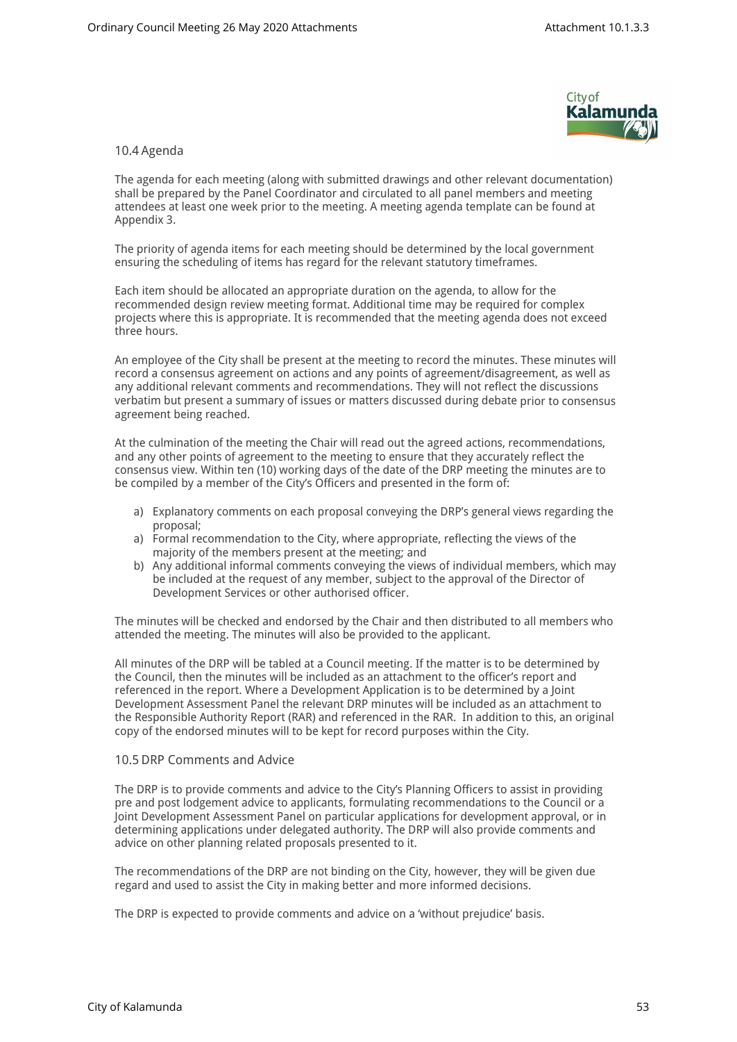### 10.4 Agenda

The agenda for each meeting (along with submitted drawings and other relevant documentation) shall be prepared by the Panel Coordinator and circulated to all panel members and meeting attendees at least one week prior to the meeting. A meeting agenda template can be found at Appendix 3.

The priority of agenda items for each meeting should be determined by the local government ensuring the scheduling of items has regard for the relevant statutory timeframes.

Each item should be allocated an appropriate duration on the agenda, to allow for the recommended design review meeting format. Additional time may be required for complex projects where this is appropriate. It is recommended that the meeting agenda does not exceed three hours.

An employee of the City shall be present at the meeting to record the minutes. These minutes will record a consensus agreement on actions and any points of agreement/disagreement, as well as any additional relevant comments and recommendations. They will not reflect the discussions verbatim but present a summary of issues or matters discussed during debate prior to consensus agreement being reached.

At the culmination of the meeting the Chair will read out the agreed actions, recommendations, and any other points of agreement to the meeting to ensure that they accurately reflect the consensus view. Within ten (10) working days of the date of the DRP meeting the minutes are to be compiled by a member of the City's Officers and presented in the form of:

a) Explanatory comments on each proposal conveying the DRP's general views regarding the proposal;
a) Formal recommendation to the City, where appropriate, reflecting the views of the majority of the members present at the meeting; and
b) Any additional informal comments conveying the views of individual members, which may be included at the request of any member, subject to the approval of the Director of Development Services or other authorised officer.

The minutes will be checked and endorsed by the Chair and then distributed to all members who attended the meeting. The minutes will also be provided to the applicant.

All minutes of the DRP will be tabled at a Council meeting. If the matter is to be determined by the Council, then the minutes will be included as an attachment to the officer's report and referenced in the report. Where a Development Application is to be determined by a Joint Development Assessment Panel the relevant DRP minutes will be included as an attachment to the Responsible Authority Report (RAR) and referenced in the RAR. In addition to this, an original copy of the endorsed minutes will to be kept for record purposes within the City.

### 10.5 DRP Comments and Advice

The DRP is to provide comments and advice to the City's Planning Officers to assist in providing pre and post lodgement advice to applicants, formulating recommendations to the Council or a Joint Development Assessment Panel on particular applications for development approval, or in determining applications under delegated authority. The DRP will also provide comments and advice on other planning related proposals presented to it.

The recommendations of the DRP are not binding on the City, however, they will be given due regard and used to assist the City in making better and more informed decisions.

The DRP is expected to provide comments and advice on a 'without prejudice' basis.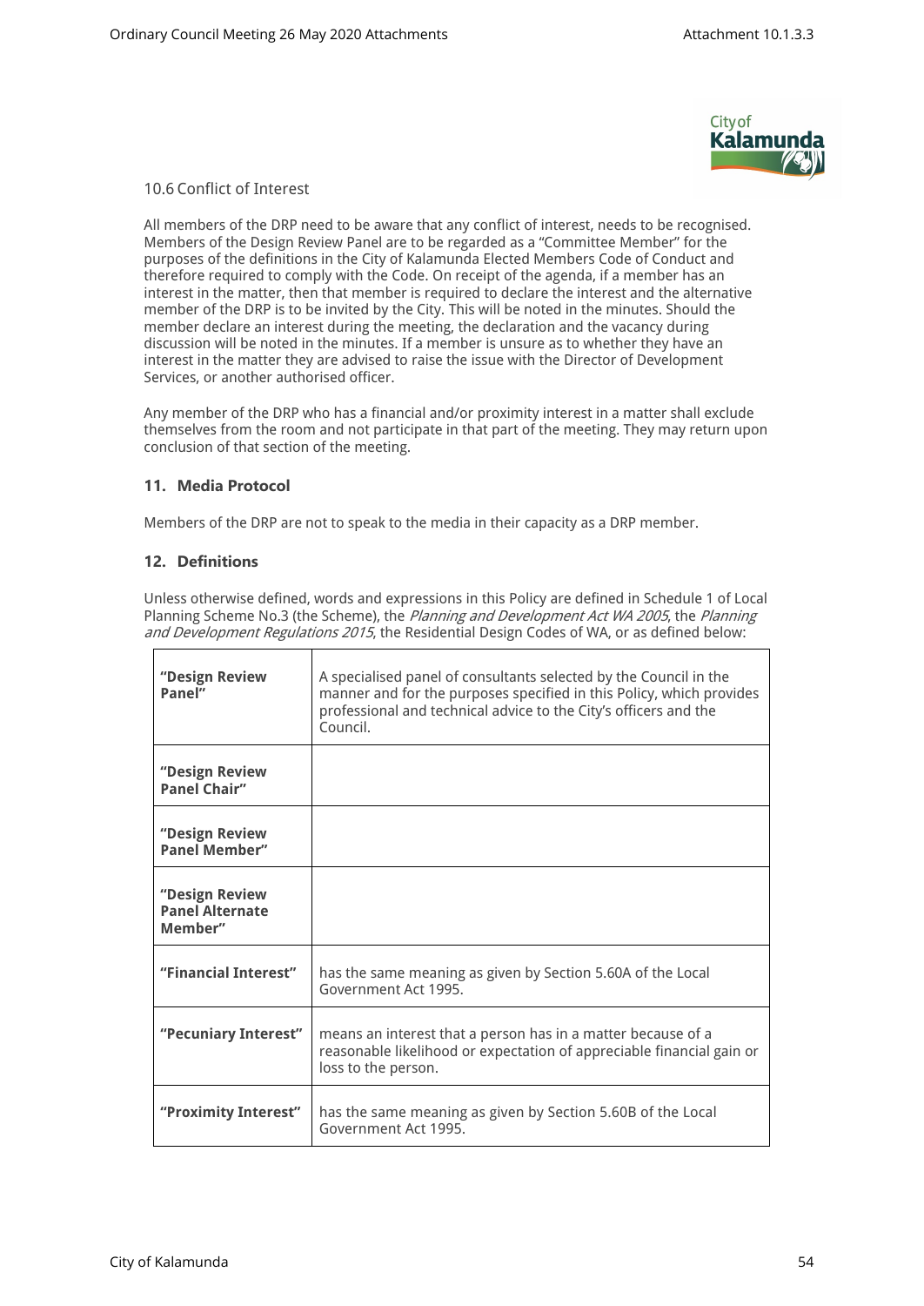### 10.6 Conflict of Interest

All members of the DRP need to be aware that any conflict of interest, needs to be recognised. Members of the Design Review Panel are to be regarded as a "Committee Member" for the purposes of the definitions in the City of Kalamunda Elected Members Code of Conduct and therefore required to comply with the Code. On receipt of the agenda, if a member has an interest in the matter, then that member is required to declare the interest and the alternative member of the DRP is to be invited by the City. This will be noted in the minutes. Should the member declare an interest during the meeting, the declaration and the vacancy during discussion will be noted in the minutes. If a member is unsure as to whether they have an interest in the matter they are advised to raise the issue with the Director of Development Services, or another authorised officer.

Any member of the DRP who has a financial and/or proximity interest in a matter shall exclude themselves from the room and not participate in that part of the meeting. They may return upon conclusion of that section of the meeting.

## 11. Media Protocol

Members of the DRP are not to speak to the media in their capacity as a DRP member.

## 12. Definitions

Unless otherwise defined, words and expressions in this Policy are defined in Schedule 1 of Local Planning Scheme No.3 (the Scheme), the *Planning and Development Act WA 2005*, the *Planning and Development Regulations 2015*, the Residential Design Codes of WA, or as defined below:

| Term | Definition |
|---|---|
| **"Design Review Panel"** | A specialised panel of consultants selected by the Council in the manner and for the purposes specified in this Policy, which provides professional and technical advice to the City's officers and the Council. |
| **"Design Review Panel Chair"** | |
| **"Design Review Panel Member"** | |
| **"Design Review Panel Alternate Member"** | |
| **"Financial Interest"** | has the same meaning as given by Section 5.60A of the Local Government Act 1995. |
| **"Pecuniary Interest"** | means an interest that a person has in a matter because of a reasonable likelihood or expectation of appreciable financial gain or loss to the person. |
| **"Proximity Interest"** | has the same meaning as given by Section 5.60B of the Local Government Act 1995. |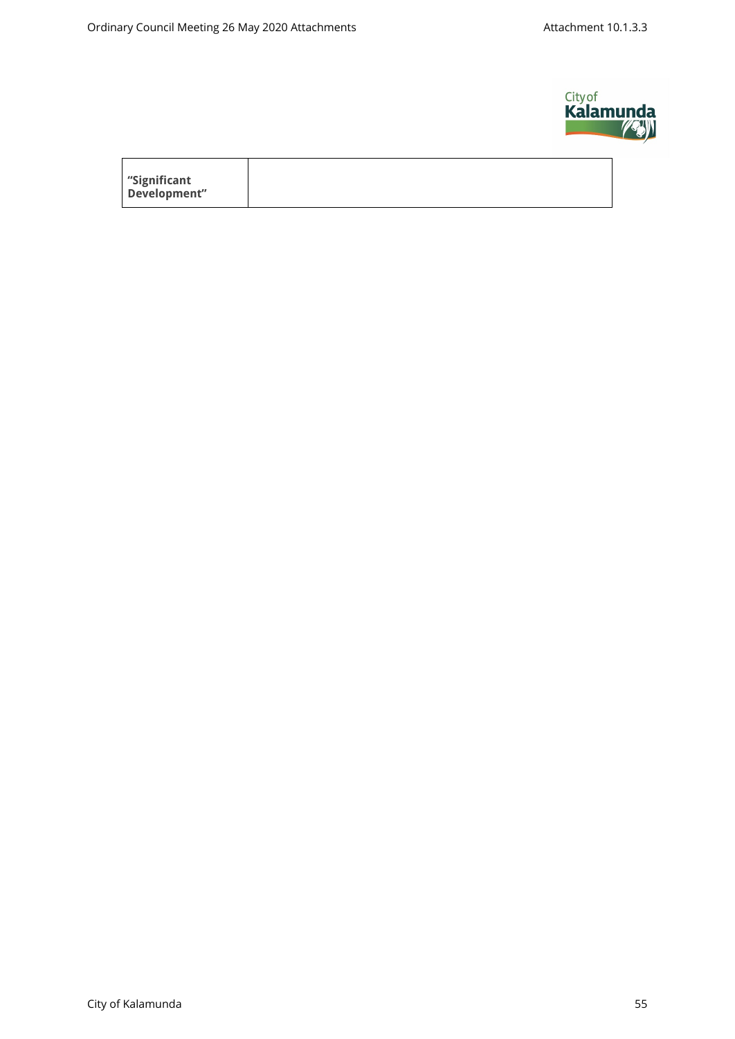| **"Significant Development"** | |
|---|---|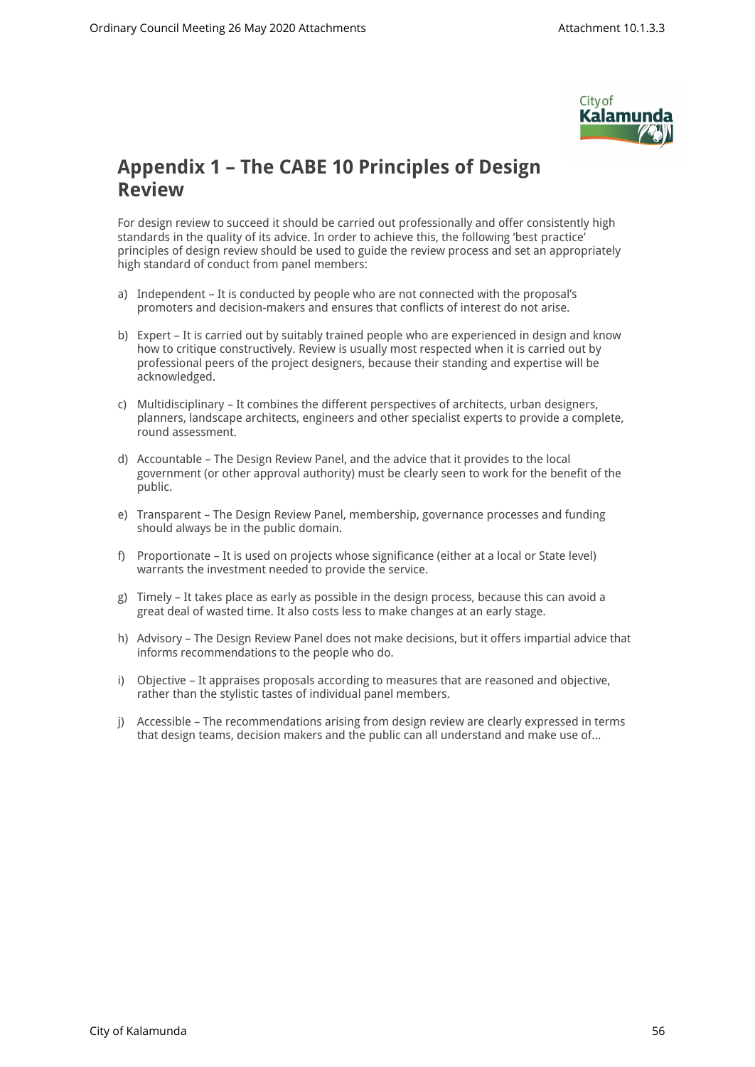## Appendix 1 – The CABE 10 Principles of Design Review

For design review to succeed it should be carried out professionally and offer consistently high standards in the quality of its advice. In order to achieve this, the following 'best practice' principles of design review should be used to guide the review process and set an appropriately high standard of conduct from panel members:

a) Independent – It is conducted by people who are not connected with the proposal's promoters and decision-makers and ensures that conflicts of interest do not arise.

b) Expert – It is carried out by suitably trained people who are experienced in design and know how to critique constructively. Review is usually most respected when it is carried out by professional peers of the project designers, because their standing and expertise will be acknowledged.

c) Multidisciplinary – It combines the different perspectives of architects, urban designers, planners, landscape architects, engineers and other specialist experts to provide a complete, round assessment.

d) Accountable – The Design Review Panel, and the advice that it provides to the local government (or other approval authority) must be clearly seen to work for the benefit of the public.

e) Transparent – The Design Review Panel, membership, governance processes and funding should always be in the public domain.

f) Proportionate – It is used on projects whose significance (either at a local or State level) warrants the investment needed to provide the service.

g) Timely – It takes place as early as possible in the design process, because this can avoid a great deal of wasted time. It also costs less to make changes at an early stage.

h) Advisory – The Design Review Panel does not make decisions, but it offers impartial advice that informs recommendations to the people who do.

i) Objective – It appraises proposals according to measures that are reasoned and objective, rather than the stylistic tastes of individual panel members.

j) Accessible – The recommendations arising from design review are clearly expressed in terms that design teams, decision makers and the public can all understand and make use of...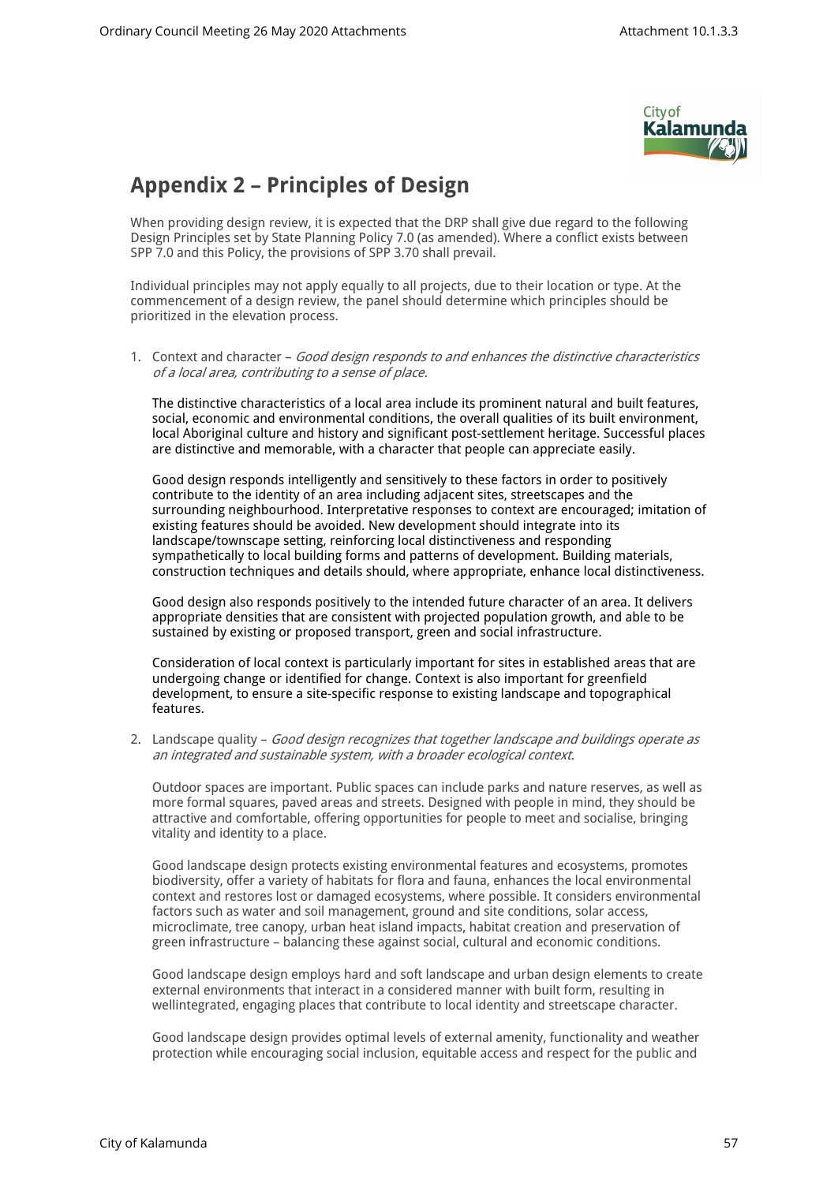## Appendix 2 – Principles of Design

When providing design review, it is expected that the DRP shall give due regard to the following Design Principles set by State Planning Policy 7.0 (as amended). Where a conflict exists between SPP 7.0 and this Policy, the provisions of SPP 3.70 shall prevail.

Individual principles may not apply equally to all projects, due to their location or type. At the commencement of a design review, the panel should determine which principles should be prioritized in the elevation process.

1. Context and character – *Good design responds to and enhances the distinctive characteristics of a local area, contributing to a sense of place.*

   The distinctive characteristics of a local area include its prominent natural and built features, social, economic and environmental conditions, the overall qualities of its built environment, local Aboriginal culture and history and significant post-settlement heritage. Successful places are distinctive and memorable, with a character that people can appreciate easily.

   Good design responds intelligently and sensitively to these factors in order to positively contribute to the identity of an area including adjacent sites, streetscapes and the surrounding neighbourhood. Interpretative responses to context are encouraged; imitation of existing features should be avoided. New development should integrate into its landscape/townscape setting, reinforcing local distinctiveness and responding sympathetically to local building forms and patterns of development. Building materials, construction techniques and details should, where appropriate, enhance local distinctiveness.

   Good design also responds positively to the intended future character of an area. It delivers appropriate densities that are consistent with projected population growth, and able to be sustained by existing or proposed transport, green and social infrastructure.

   Consideration of local context is particularly important for sites in established areas that are undergoing change or identified for change. Context is also important for greenfield development, to ensure a site-specific response to existing landscape and topographical features.

2. Landscape quality – *Good design recognizes that together landscape and buildings operate as an integrated and sustainable system, with a broader ecological context.*

   Outdoor spaces are important. Public spaces can include parks and nature reserves, as well as more formal squares, paved areas and streets. Designed with people in mind, they should be attractive and comfortable, offering opportunities for people to meet and socialise, bringing vitality and identity to a place.

   Good landscape design protects existing environmental features and ecosystems, promotes biodiversity, offer a variety of habitats for flora and fauna, enhances the local environmental context and restores lost or damaged ecosystems, where possible. It considers environmental factors such as water and soil management, ground and site conditions, solar access, microclimate, tree canopy, urban heat island impacts, habitat creation and preservation of green infrastructure – balancing these against social, cultural and economic conditions.

   Good landscape design employs hard and soft landscape and urban design elements to create external environments that interact in a considered manner with built form, resulting in wellintegrated, engaging places that contribute to local identity and streetscape character.

   Good landscape design provides optimal levels of external amenity, functionality and weather protection while encouraging social inclusion, equitable access and respect for the public and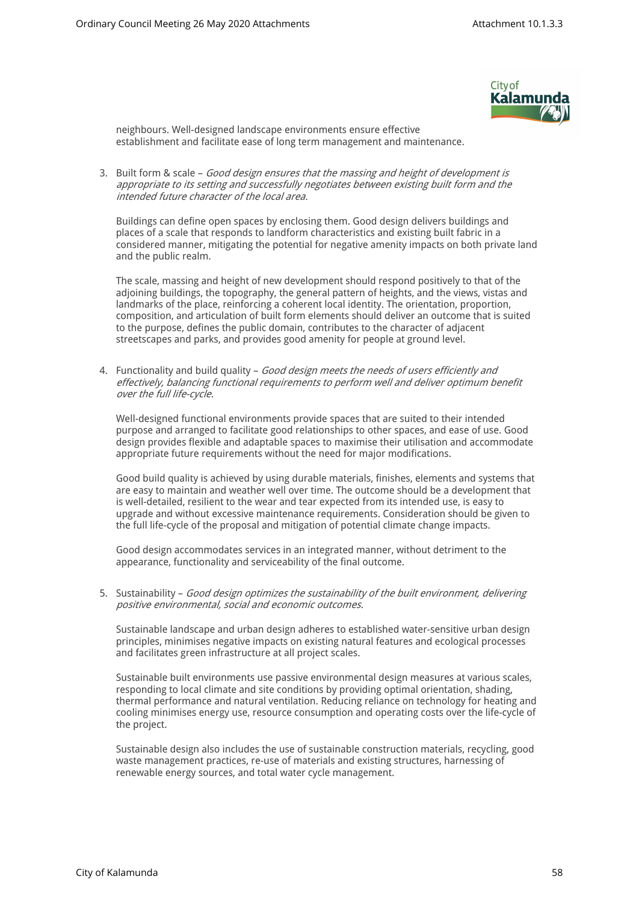neighbours. Well-designed landscape environments ensure effective establishment and facilitate ease of long term management and maintenance.

3. Built form & scale – *Good design ensures that the massing and height of development is appropriate to its setting and successfully negotiates between existing built form and the intended future character of the local area.*

   Buildings can define open spaces by enclosing them. Good design delivers buildings and places of a scale that responds to landform characteristics and existing built fabric in a considered manner, mitigating the potential for negative amenity impacts on both private land and the public realm.

   The scale, massing and height of new development should respond positively to that of the adjoining buildings, the topography, the general pattern of heights, and the views, vistas and landmarks of the place, reinforcing a coherent local identity. The orientation, proportion, composition, and articulation of built form elements should deliver an outcome that is suited to the purpose, defines the public domain, contributes to the character of adjacent streetscapes and parks, and provides good amenity for people at ground level.

4. Functionality and build quality – *Good design meets the needs of users efficiently and effectively, balancing functional requirements to perform well and deliver optimum benefit over the full life-cycle.*

   Well-designed functional environments provide spaces that are suited to their intended purpose and arranged to facilitate good relationships to other spaces, and ease of use. Good design provides flexible and adaptable spaces to maximise their utilisation and accommodate appropriate future requirements without the need for major modifications.

   Good build quality is achieved by using durable materials, finishes, elements and systems that are easy to maintain and weather well over time. The outcome should be a development that is well-detailed, resilient to the wear and tear expected from its intended use, is easy to upgrade and without excessive maintenance requirements. Consideration should be given to the full life-cycle of the proposal and mitigation of potential climate change impacts.

   Good design accommodates services in an integrated manner, without detriment to the appearance, functionality and serviceability of the final outcome.

5. Sustainability – *Good design optimizes the sustainability of the built environment, delivering positive environmental, social and economic outcomes.*

   Sustainable landscape and urban design adheres to established water-sensitive urban design principles, minimises negative impacts on existing natural features and ecological processes and facilitates green infrastructure at all project scales.

   Sustainable built environments use passive environmental design measures at various scales, responding to local climate and site conditions by providing optimal orientation, shading, thermal performance and natural ventilation. Reducing reliance on technology for heating and cooling minimises energy use, resource consumption and operating costs over the life-cycle of the project.

   Sustainable design also includes the use of sustainable construction materials, recycling, good waste management practices, re-use of materials and existing structures, harnessing of renewable energy sources, and total water cycle management.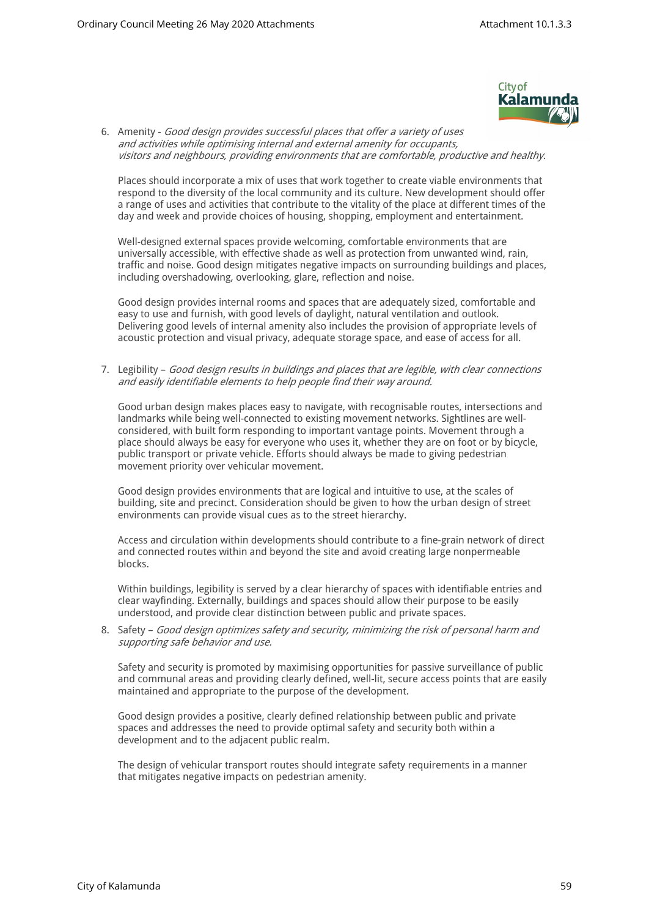6. Amenity - *Good design provides successful places that offer a variety of uses and activities while optimising internal and external amenity for occupants, visitors and neighbours, providing environments that are comfortable, productive and healthy.*

   Places should incorporate a mix of uses that work together to create viable environments that respond to the diversity of the local community and its culture. New development should offer a range of uses and activities that contribute to the vitality of the place at different times of the day and week and provide choices of housing, shopping, employment and entertainment.

   Well-designed external spaces provide welcoming, comfortable environments that are universally accessible, with effective shade as well as protection from unwanted wind, rain, traffic and noise. Good design mitigates negative impacts on surrounding buildings and places, including overshadowing, overlooking, glare, reflection and noise.

   Good design provides internal rooms and spaces that are adequately sized, comfortable and easy to use and furnish, with good levels of daylight, natural ventilation and outlook. Delivering good levels of internal amenity also includes the provision of appropriate levels of acoustic protection and visual privacy, adequate storage space, and ease of access for all.

7. Legibility – *Good design results in buildings and places that are legible, with clear connections and easily identifiable elements to help people find their way around.*

   Good urban design makes places easy to navigate, with recognisable routes, intersections and landmarks while being well-connected to existing movement networks. Sightlines are well-considered, with built form responding to important vantage points. Movement through a place should always be easy for everyone who uses it, whether they are on foot or by bicycle, public transport or private vehicle. Efforts should always be made to giving pedestrian movement priority over vehicular movement.

   Good design provides environments that are logical and intuitive to use, at the scales of building, site and precinct. Consideration should be given to how the urban design of street environments can provide visual cues as to the street hierarchy.

   Access and circulation within developments should contribute to a fine-grain network of direct and connected routes within and beyond the site and avoid creating large nonpermeable blocks.

   Within buildings, legibility is served by a clear hierarchy of spaces with identifiable entries and clear wayfinding. Externally, buildings and spaces should allow their purpose to be easily understood, and provide clear distinction between public and private spaces.

8. Safety – *Good design optimizes safety and security, minimizing the risk of personal harm and supporting safe behavior and use.*

   Safety and security is promoted by maximising opportunities for passive surveillance of public and communal areas and providing clearly defined, well-lit, secure access points that are easily maintained and appropriate to the purpose of the development.

   Good design provides a positive, clearly defined relationship between public and private spaces and addresses the need to provide optimal safety and security both within a development and to the adjacent public realm.

   The design of vehicular transport routes should integrate safety requirements in a manner that mitigates negative impacts on pedestrian amenity.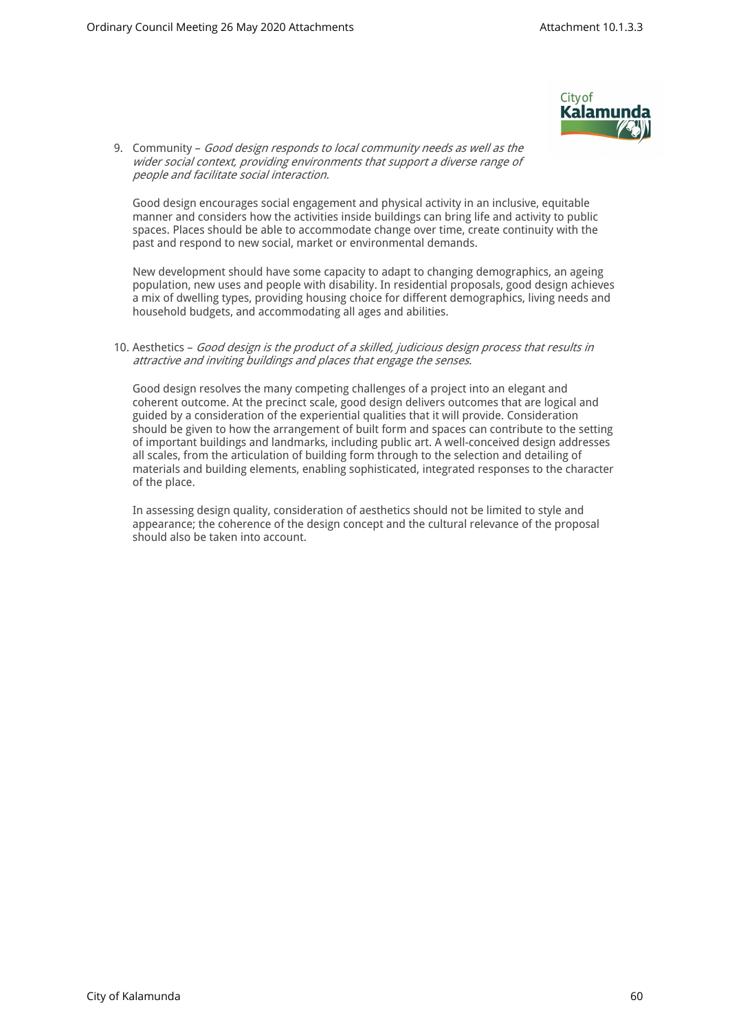9. Community – *Good design responds to local community needs as well as the wider social context, providing environments that support a diverse range of people and facilitate social interaction.*

   Good design encourages social engagement and physical activity in an inclusive, equitable manner and considers how the activities inside buildings can bring life and activity to public spaces. Places should be able to accommodate change over time, create continuity with the past and respond to new social, market or environmental demands.

   New development should have some capacity to adapt to changing demographics, an ageing population, new uses and people with disability. In residential proposals, good design achieves a mix of dwelling types, providing housing choice for different demographics, living needs and household budgets, and accommodating all ages and abilities.

10. Aesthetics – *Good design is the product of a skilled, judicious design process that results in attractive and inviting buildings and places that engage the senses.*

    Good design resolves the many competing challenges of a project into an elegant and coherent outcome. At the precinct scale, good design delivers outcomes that are logical and guided by a consideration of the experiential qualities that it will provide. Consideration should be given to how the arrangement of built form and spaces can contribute to the setting of important buildings and landmarks, including public art. A well-conceived design addresses all scales, from the articulation of building form through to the selection and detailing of materials and building elements, enabling sophisticated, integrated responses to the character of the place.

    In assessing design quality, consideration of aesthetics should not be limited to style and appearance; the coherence of the design concept and the cultural relevance of the proposal should also be taken into account.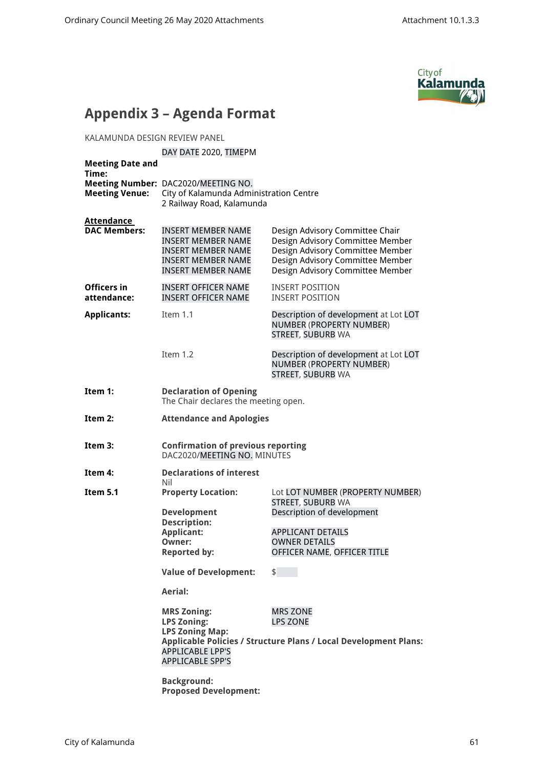# Appendix 3 – Agenda Format

KALAMUNDA DESIGN REVIEW PANEL

**Meeting Date and Time:** DAY DATE 2020, TIMEPM

**Meeting Number:** DAC2020/MEETING NO.

**Meeting Venue:** City of Kalamunda Administration Centre
2 Railway Road, Kalamunda

**Attendance**

| | | |
|---|---|---|
| **DAC Members:** | INSERT MEMBER NAME | Design Advisory Committee Chair |
| | INSERT MEMBER NAME | Design Advisory Committee Member |
| | INSERT MEMBER NAME | Design Advisory Committee Member |
| | INSERT MEMBER NAME | Design Advisory Committee Member |
| | INSERT MEMBER NAME | Design Advisory Committee Member |
| **Officers in attendance:** | INSERT OFFICER NAME | INSERT POSITION |
| | INSERT OFFICER NAME | INSERT POSITION |
| **Applicants:** | Item 1.1 | Description of development at Lot LOT NUMBER (PROPERTY NUMBER) STREET, SUBURB WA |
| | Item 1.2 | Description of development at Lot LOT NUMBER (PROPERTY NUMBER) STREET, SUBURB WA |

**Item 1:** **Declaration of Opening**
The Chair declares the meeting open.

**Item 2:** **Attendance and Apologies**

**Item 3:** **Confirmation of previous reporting**
DAC2020/MEETING NO. MINUTES

**Item 4:** **Declarations of interest**
Nil

**Item 5.1**

**Property Location:** Lot LOT NUMBER (PROPERTY NUMBER) STREET, SUBURB WA

**Development Description:** Description of development

**Applicant:** APPLICANT DETAILS

**Owner:** OWNER DETAILS

**Reported by:** OFFICER NAME, OFFICER TITLE

**Value of Development:** $

**Aerial:**

**MRS Zoning:** MRS ZONE

**LPS Zoning:** LPS ZONE

**LPS Zoning Map:**

**Applicable Policies / Structure Plans / Local Development Plans:**
APPLICABLE LPP'S
APPLICABLE SPP'S

**Background:**

**Proposed Development:**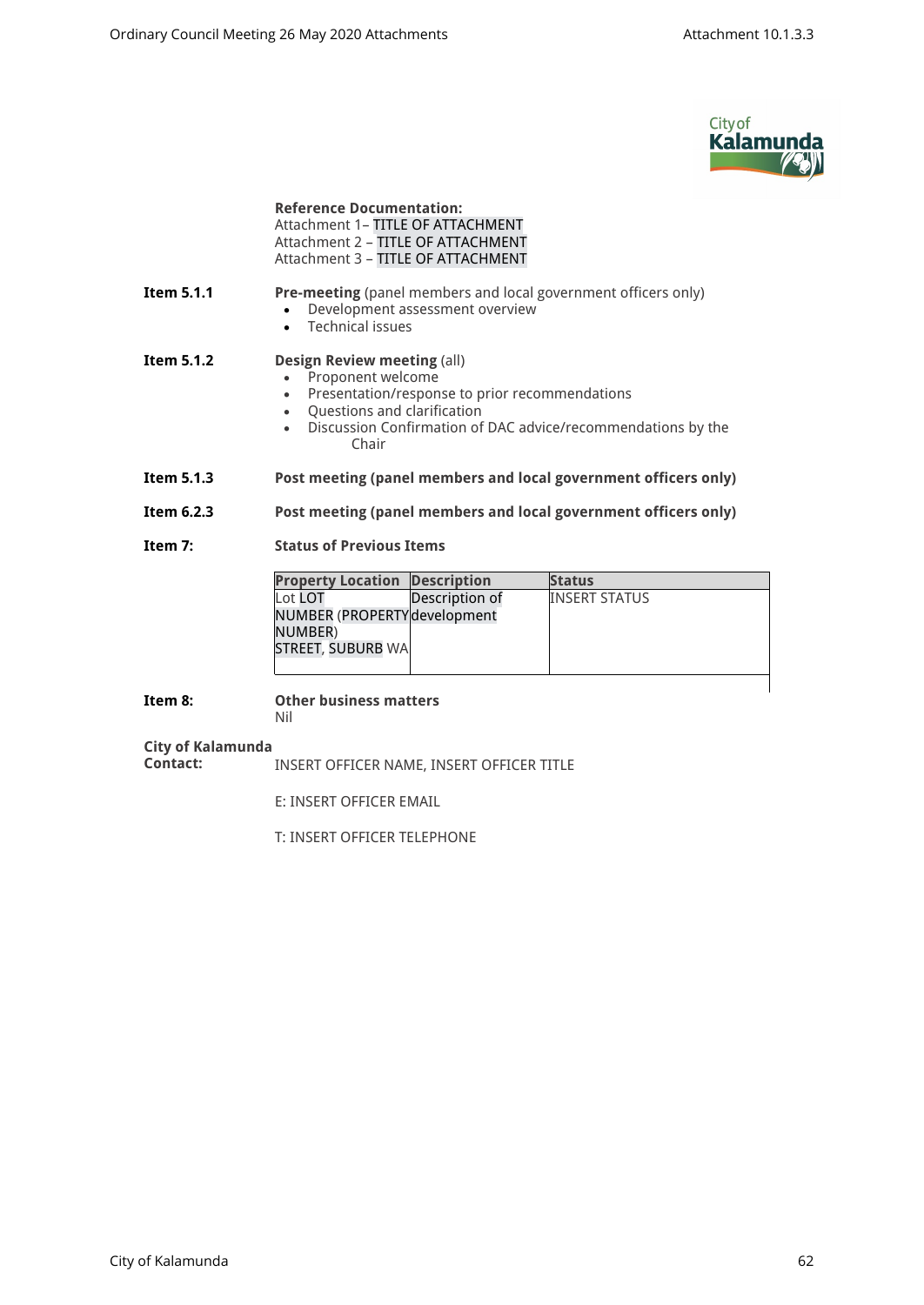**Reference Documentation:**
Attachment 1– TITLE OF ATTACHMENT
Attachment 2 – TITLE OF ATTACHMENT
Attachment 3 – TITLE OF ATTACHMENT

**Item 5.1.1** **Pre-meeting** (panel members and local government officers only)

- Development assessment overview
- Technical issues

**Item 5.1.2** **Design Review meeting** (all)

- Proponent welcome
- Presentation/response to prior recommendations
- Questions and clarification
- Discussion Confirmation of DAC advice/recommendations by the Chair

**Item 5.1.3** **Post meeting (panel members and local government officers only)**

**Item 6.2.3** **Post meeting (panel members and local government officers only)**

**Item 7:** **Status of Previous Items**

| Property Location | Description | Status |
|---|---|---|
| Lot LOT NUMBER (PROPERTY NUMBER) STREET, SUBURB WA | Description of development | INSERT STATUS |

**Item 8:** **Other business matters**
Nil

**City of Kalamunda Contact:** INSERT OFFICER NAME, INSERT OFFICER TITLE

E: INSERT OFFICER EMAIL

T: INSERT OFFICER TELEPHONE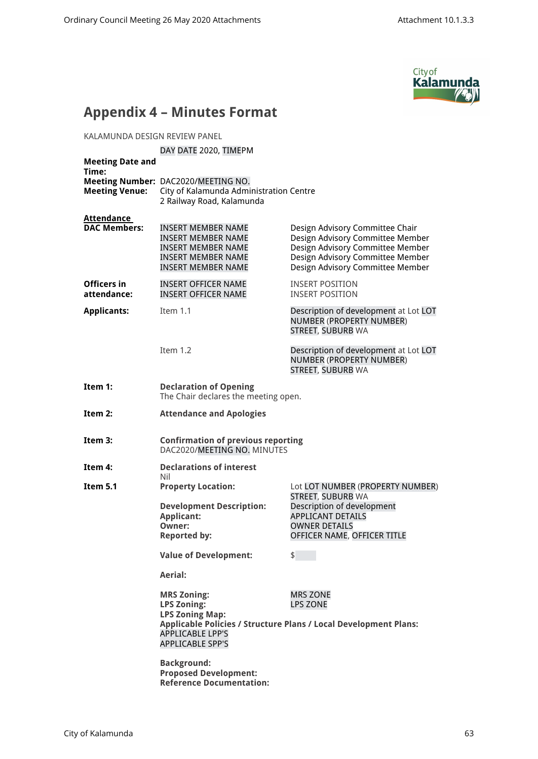## Appendix 4 – Minutes Format

KALAMUNDA DESIGN REVIEW PANEL

**Meeting Date and Time:** DAY DATE 2020, TIMEPM

**Meeting Number:** DAC2020/MEETING NO.

**Meeting Venue:** City of Kalamunda Administration Centre
2 Railway Road, Kalamunda

**Attendance**

| | | |
|---|---|---|
| **DAC Members:** | INSERT MEMBER NAME | Design Advisory Committee Chair |
| | INSERT MEMBER NAME | Design Advisory Committee Member |
| | INSERT MEMBER NAME | Design Advisory Committee Member |
| | INSERT MEMBER NAME | Design Advisory Committee Member |
| | INSERT MEMBER NAME | Design Advisory Committee Member |
| **Officers in attendance:** | INSERT OFFICER NAME | INSERT POSITION |
| | INSERT OFFICER NAME | INSERT POSITION |
| **Applicants:** | Item 1.1 | Description of development at Lot LOT NUMBER (PROPERTY NUMBER) STREET, SUBURB WA |
| | Item 1.2 | Description of development at Lot LOT NUMBER (PROPERTY NUMBER) STREET, SUBURB WA |

**Item 1:** **Declaration of Opening**
The Chair declares the meeting open.

**Item 2:** **Attendance and Apologies**

**Item 3:** **Confirmation of previous reporting**
DAC2020/MEETING NO. MINUTES

**Item 4:** **Declarations of interest**
Nil

**Item 5.1**

| | |
|---|---|
| **Property Location:** | Lot LOT NUMBER (PROPERTY NUMBER) STREET, SUBURB WA |
| **Development Description:** | Description of development |
| **Applicant:** | APPLICANT DETAILS |
| **Owner:** | OWNER DETAILS |
| **Reported by:** | OFFICER NAME, OFFICER TITLE |
| **Value of Development:** | $ |

**Aerial:**

| | |
|---|---|
| **MRS Zoning:** | MRS ZONE |
| **LPS Zoning:** | LPS ZONE |

**LPS Zoning Map:**

**Applicable Policies / Structure Plans / Local Development Plans:**
APPLICABLE LPP'S
APPLICABLE SPP'S

**Background:**
**Proposed Development:**
**Reference Documentation:**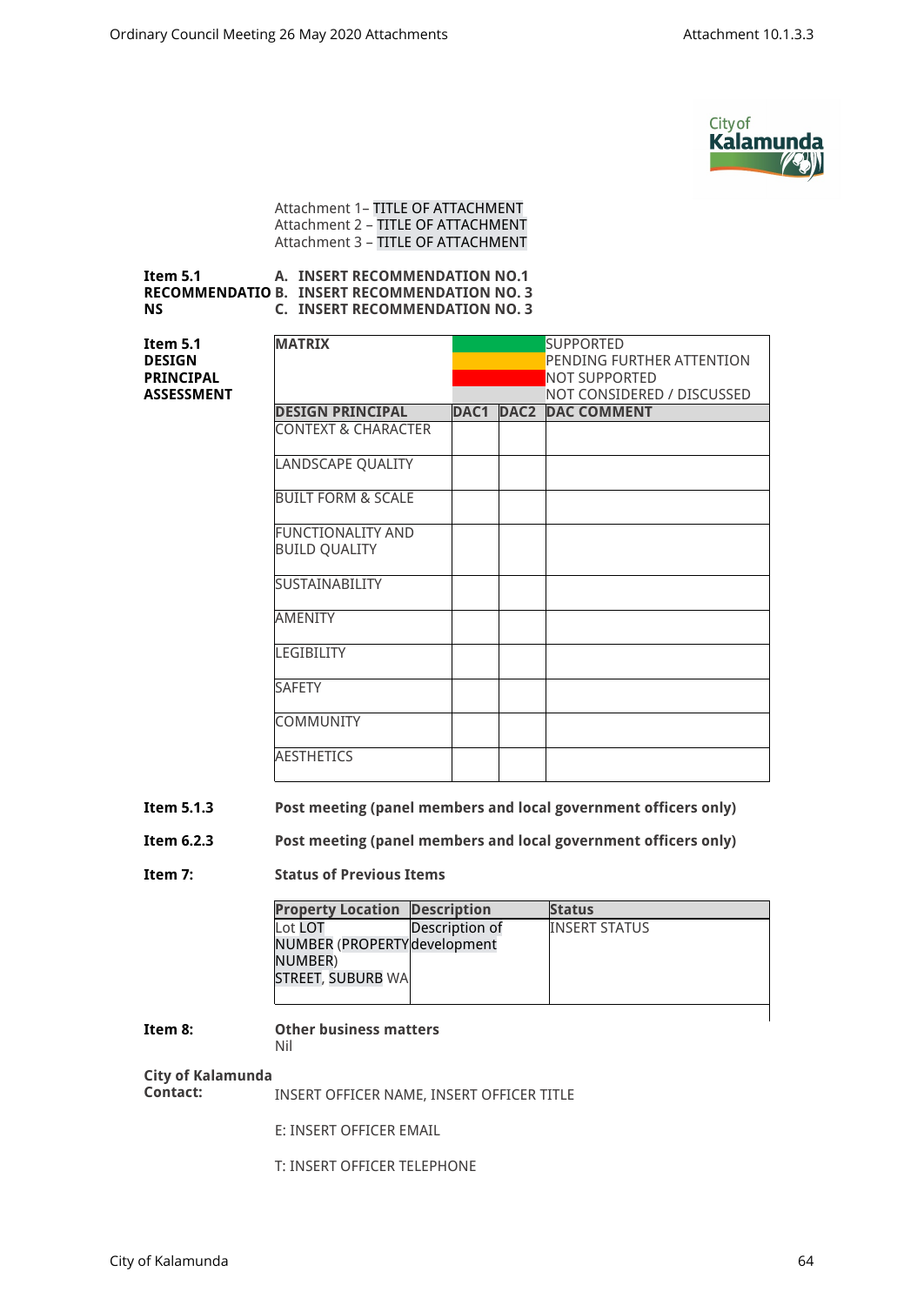Attachment 1– TITLE OF ATTACHMENT
Attachment 2 – TITLE OF ATTACHMENT
Attachment 3 – TITLE OF ATTACHMENT

**Item 5.1 RECOMMENDATIONS**

A. **INSERT RECOMMENDATION NO.1**
B. **INSERT RECOMMENDATION NO. 3**
C. **INSERT RECOMMENDATION NO. 3**

**Item 5.1 DESIGN PRINCIPAL ASSESSMENT**

| **MATRIX** | | | |
|---|---|---|---|
| | (green) | | SUPPORTED |
| | (amber) | | PENDING FURTHER ATTENTION |
| | (red) | | NOT SUPPORTED |
| | (grey) | | NOT CONSIDERED / DISCUSSED |
| **DESIGN PRINCIPAL** | **DAC1** | **DAC2** | **DAC COMMENT** |
| CONTEXT & CHARACTER | | | |
| LANDSCAPE QUALITY | | | |
| BUILT FORM & SCALE | | | |
| FUNCTIONALITY AND BUILD QUALITY | | | |
| SUSTAINABILITY | | | |
| AMENITY | | | |
| LEGIBILITY | | | |
| SAFETY | | | |
| COMMUNITY | | | |
| AESTHETICS | | | |

**Item 5.1.3** **Post meeting (panel members and local government officers only)**

**Item 6.2.3** **Post meeting (panel members and local government officers only)**

**Item 7:** **Status of Previous Items**

| **Property Location** | **Description** | **Status** |
|---|---|---|
| Lot LOT NUMBER (PROPERTY NUMBER) STREET, SUBURB WA | Description of development | INSERT STATUS |

**Item 8:** **Other business matters**
Nil

**City of Kalamunda Contact:** INSERT OFFICER NAME, INSERT OFFICER TITLE

E: INSERT OFFICER EMAIL

T: INSERT OFFICER TELEPHONE